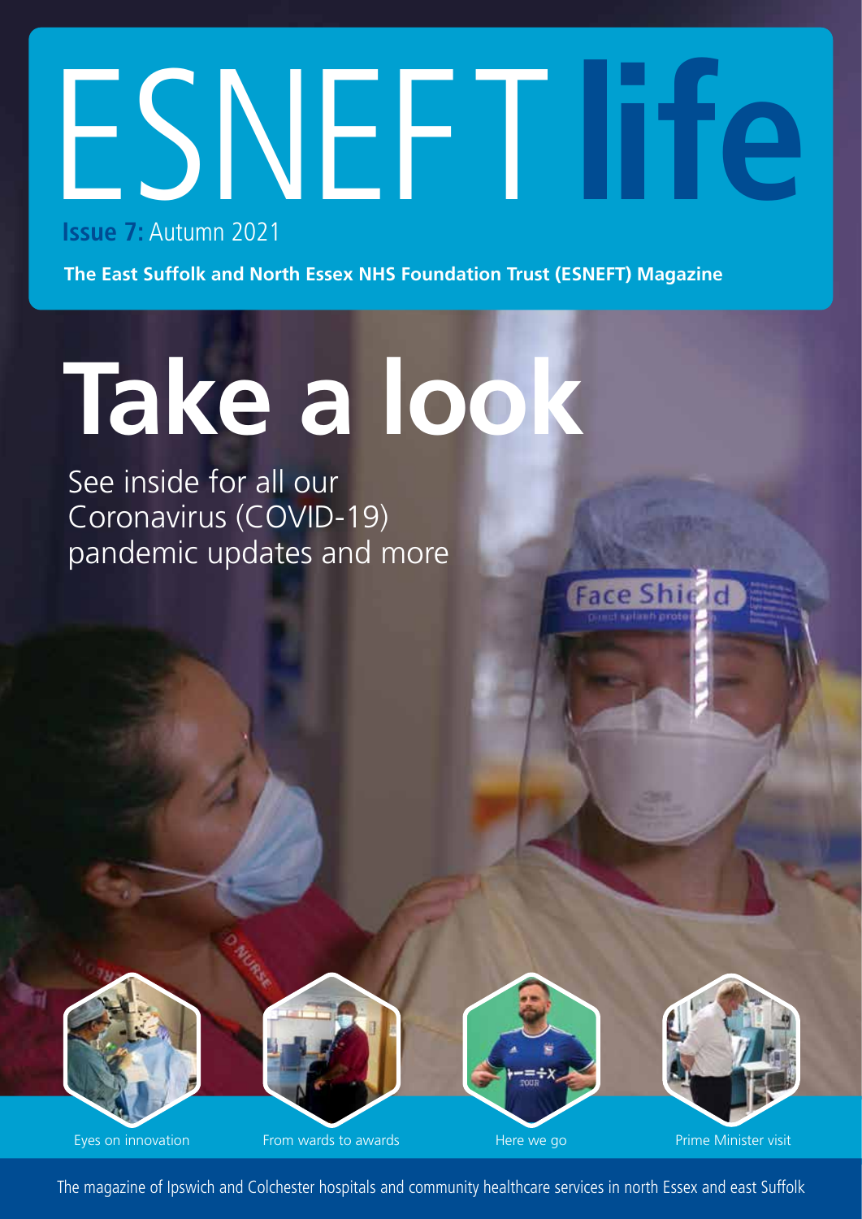# ESNEFT life

**Issue 7:** Autumn 2021

**The East Suffolk and North Essex NHS Foundation Trust (ESNEFT) Magazine**

# Take a look

See inside for all our Coronavirus (COVID-19) pandemic updates and more

Eyes on innovation

From wards to awards

Here we go

Prime Minister visit

The magazine of Ipswich and Colchester hospitals and community healthcare services in north Essex and east Suffolk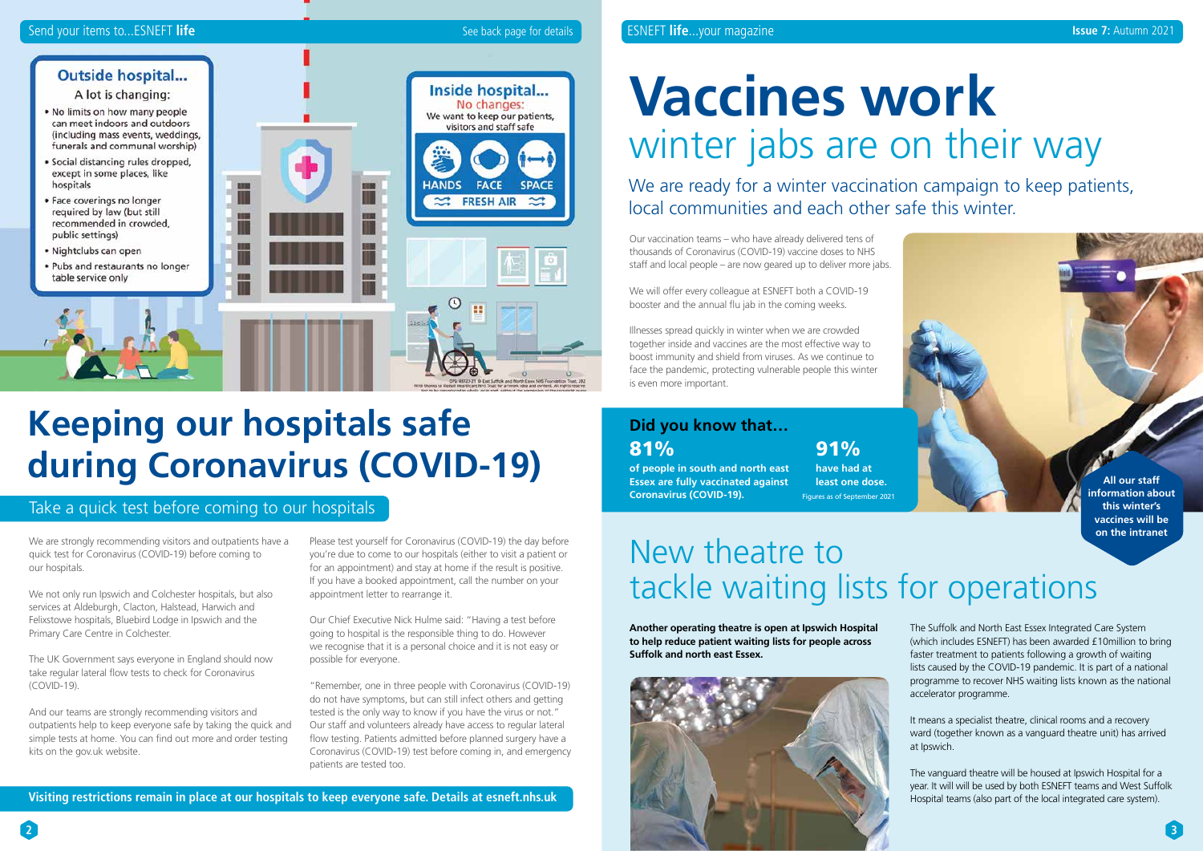## Outside hospital...

A lot is changing:

- No limits on how many people can meet indoors and outdoors (including mass events, weddings, funerals and communal worship)
- Social distancing rules dropped, except in some places, like hospitals
- Face coverings no longer required by law (but still recommended in crowded, public settings)
- Nightclubs can open
- Pubs and restaurants no longer table service only

## Inside hospital...

No changes:

We want to keep our patients, visitors and staff safe

HANDS FACE SPACE

FRESH AIR

# Keeping our hospitals safe during Coronavirus (COVID-19)

## Take a quick test before coming to our hospitals

We are strongly recommending visitors and outpatients have a quick test for Coronavirus (COVID-19) before coming to our hospitals.

We not only run Ipswich and Colchester hospitals, but also services at Aldeburgh, Clacton, Halstead, Harwich and Felixstowe hospitals, Bluebird Lodge in Ipswich and the Primary Care Centre in Colchester.

The UK Government says everyone in England should now take regular lateral flow tests to check for Coronavirus (COVID-19).

And our teams are strongly recommending visitors and outpatients help to keep everyone safe by taking the quick and simple tests at home. You can find out more and order testing kits on the gov.uk website.

Please test yourself for Coronavirus (COVID-19) the day before you're due to come to our hospitals (either to visit a patient or for an appointment) and stay at home if the result is positive. If you have a booked appointment, call the number on your appointment letter to rearrange it.

Our Chief Executive Nick Hulme said: "Having a test before going to hospital is the responsible thing to do. However we recognise that it is a personal choice and it is not easy or possible for everyone.

"Remember, one in three people with Coronavirus (COVID-19) do not have symptoms, but can still infect others and getting tested is the only way to know if you have the virus or not." Our staff and volunteers already have access to regular lateral flow testing. Patients admitted before planned surgery have a Coronavirus (COVID-19) test before coming in, and emergency patients are tested too.

**Visiting restrictions remain in place at our hospitals to keep everyone safe. Details at esneft.nhs.uk**

# Vaccines work

## winter jabs are on their way

We are ready for a winter vaccination campaign to keep patients, local communities and each other safe this winter.

Our vaccination teams – who have already delivered tens of thousands of Coronavirus (COVID-19) vaccine doses to NHS staff and local people – are now geared up to deliver more jabs.

We will offer every colleague at ESNEFT both a COVID-19 booster and the annual flu jab in the coming weeks.

Illnesses spread quickly in winter when we are crowded together inside and vaccines are the most effective way to boost immunity and shield from viruses. As we continue to face the pandemic, protecting vulnerable people this winter is even more important.

### Did you know that...

**81%** of people in south and north east Essex are fully vaccinated against Coronavirus (COVID-19).

**91%** have had at least one dose.

Figures as of September 2021

**All our staff information about this winter's vaccines will be on the intranet**

# New theatre to tackle waiting lists for operations

**Another operating theatre is open at Ipswich Hospital to help reduce patient waiting lists for people across Suffolk and north east Essex.**

The Suffolk and North East Essex Integrated Care System (which includes ESNEFT) has been awarded £10million to bring faster treatment to patients following a growth of waiting lists caused by the COVID-19 pandemic. It is part of a national programme to recover NHS waiting lists known as the national accelerator programme.

It means a specialist theatre, clinical rooms and a recovery ward (together known as a vanguard theatre unit) has arrived at Ipswich.

The vanguard theatre will be housed at Ipswich Hospital for a year. It will will be used by both ESNEFT teams and West Suffolk Hospital teams (also part of the local integrated care system).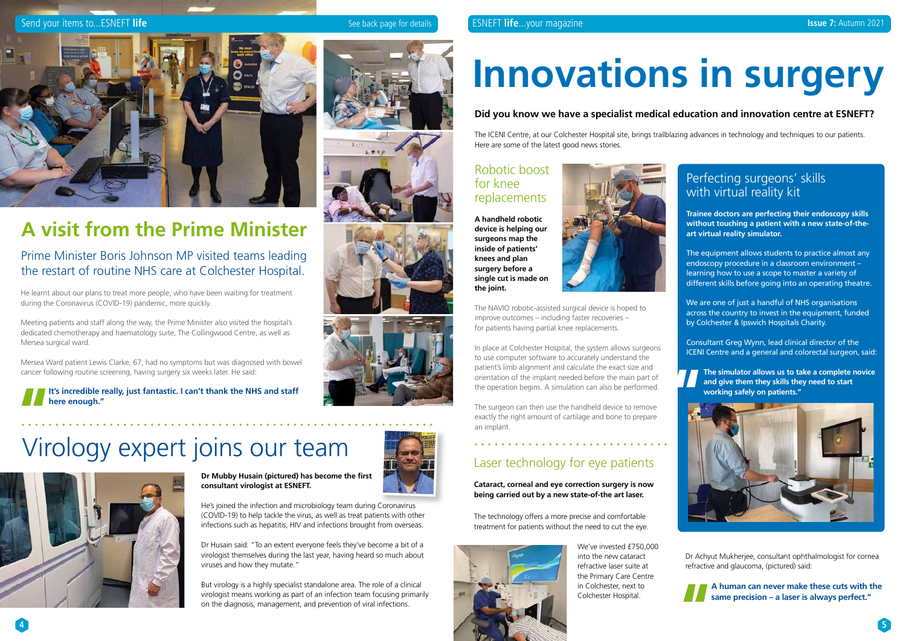# A visit from the Prime Minister

## Prime Minister Boris Johnson MP visited teams leading the restart of routine NHS care at Colchester Hospital.

He learnt about our plans to treat more people, who have been waiting for treatment during the Coronavirus (COVID-19) pandemic, more quickly.

Meeting patients and staff along the way, the Prime Minister also visited the hospital's dedicated chemotherapy and haematology suite, The Collingwood Centre, as well as Mersea surgical ward.

Mersea Ward patient Lewis Clarke, 67, had no symptoms but was diagnosed with bowel cancer following routine screening, having surgery six weeks later. He said:

> **It's incredible really, just fantastic. I can't thank the NHS and staff here enough."**

# Virology expert joins our team

**Dr Mubby Husain (pictured) has become the first consultant virologist at ESNEFT.**

He's joined the infection and microbiology team during Coronavirus (COVID-19) to help tackle the virus, as well as treat patients with other infections such as hepatitis, HIV and infections brought from overseas.

Dr Husain said: "To an extent everyone feels they've become a bit of a virologist themselves during the last year, having heard so much about viruses and how they mutate."

But virology is a highly specialist standalone area. The role of a clinical virologist means working as part of an infection team focusing primarily on the diagnosis, management, and prevention of viral infections.

# Innovations in surgery

**Did you know we have a specialist medical education and innovation centre at ESNEFT?**

The ICENI Centre, at our Colchester Hospital site, brings trailblazing advances in technology and techniques to our patients. Here are some of the latest good news stories.

## Robotic boost for knee replacements

**A handheld robotic device is helping our surgeons map the inside of patients' knees and plan surgery before a single cut is made on the joint.**

The NAVIO robotic-assisted surgical device is hoped to improve outcomes – including faster recoveries – for patients having partial knee replacements.

In place at Colchester Hospital, the system allows surgeons to use computer software to accurately understand the patient's limb alignment and calculate the exact size and orientation of the implant needed before the main part of the operation begins. A simulation can also be performed.

The surgeon can then use the handheld device to remove exactly the right amount of cartilage and bone to prepare an implant.

## Laser technology for eye patients

**Cataract, corneal and eye correction surgery is now being carried out by a new state-of-the art laser.**

The technology offers a more precise and comfortable treatment for patients without the need to cut the eye.

We've invested £750,000 into the new cataract refractive laser suite at the Primary Care Centre in Colchester, next to Colchester Hospital.

Dr Achyut Mukherjee, consultant ophthalmologist for cornea refractive and glaucoma, (pictured) said:

> **A human can never make these cuts with the same precision – a laser is always perfect."**

## Perfecting surgeons' skills with virtual reality kit

**Trainee doctors are perfecting their endoscopy skills without touching a patient with a new state-of-the-art virtual reality simulator.**

The equipment allows students to practice almost any endoscopy procedure in a classroom environment – learning how to use a scope to master a variety of different skills before going into an operating theatre.

We are one of just a handful of NHS organisations across the country to invest in the equipment, funded by Colchester & Ipswich Hospitals Charity.

Consultant Greg Wynn, lead clinical director of the ICENI Centre and a general and colorectal surgeon, said:

> **The simulator allows us to take a complete novice and give them they skills they need to start working safely on patients."**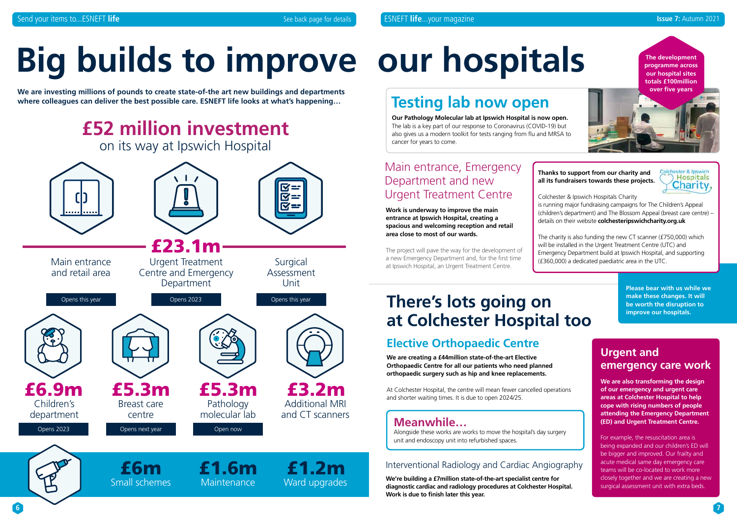# Big builds to improve our hospitals

**We are investing millions of pounds to create state-of-the art new buildings and departments where colleagues can deliver the best possible care. ESNEFF life looks at what's happening…**

The development programme across our hospital sites totals £100million over five years

## £52 million investment
on its way at Ipswich Hospital

**£23.1m**

- Main entrance and retail area — Opens this year
- Urgent Treatment Centre and Emergency Department — Opens 2023
- Surgical Assessment Unit — Opens this year

**£6.9m** Children's department — Opens 2023

**£5.3m** Breast care centre — Opens next year

**£5.3m** Pathology molecular lab — Open now

**£3.2m** Additional MRI and CT scanners

**£6m** Small schemes

**£1.6m** Maintenance

**£1.2m** Ward upgrades

## Testing lab now open

**Our Pathology Molecular lab at Ipswich Hospital is now open.** The lab is a key part of our response to Coronavirus (COVID-19) but also gives us a modern toolkit for tests ranging from flu and MRSA to cancer for years to come.

### Main entrance, Emergency Department and new Urgent Treatment Centre

**Work is underway to improve the main entrance at Ipswich Hospital, creating a spacious and welcoming reception and retail area close to most of our wards.**

The project will pave the way for the development of a new Emergency Department and, for the first time at Ipswich Hospital, an Urgent Treatment Centre.

**Thanks to support from our charity and all its fundraisers towards these projects.**

Colchester & Ipswich Hospitals Charity is running major fundraising campaigns for The Children's Appeal (children's department) and The Blossom Appeal (breast care centre) – details on their website **colchesteripswichcharity.org.uk**

The charity is also funding the new CT scanner (£750,000) which will be installed in the Urgent Treatment Centre (UTC) and Emergency Department build at Ipswich Hospital, and supporting (£360,000) a dedicated paediatric area in the UTC.

**Please bear with us while we make these changes. It will be worth the disruption to improve our hospitals.**

## There's lots going on at Colchester Hospital too

### Elective Orthopaedic Centre

**We are creating a £44million state-of-the-art Elective Orthopaedic Centre for all our patients who need planned orthopaedic surgery such as hip and knee replacements.**

At Colchester Hospital, the centre will mean fewer cancelled operations and shorter waiting times. It is due to open 2024/25.

### Meanwhile…

Alongside these works are works to move the hospital's day surgery unit and endoscopy unit into refurbished spaces.

### Interventional Radiology and Cardiac Angiography

**We're building a £7million state-of-the-art specialist centre for diagnostic cardiac and radiology procedures at Colchester Hospital. Work is due to finish later this year.**

### Urgent and emergency care work

**We are also transforming the design of our emergency and urgent care areas at Colchester Hospital to help cope with rising numbers of people attending the Emergency Department (ED) and Urgent Treatment Centre.**

For example, the resuscitation area is being expanded and our children's ED will be bigger and improved. Our frailty and acute medical same day emergency care teams will be co-located to work more closely together and we are creating a new surgical assessment unit with extra beds.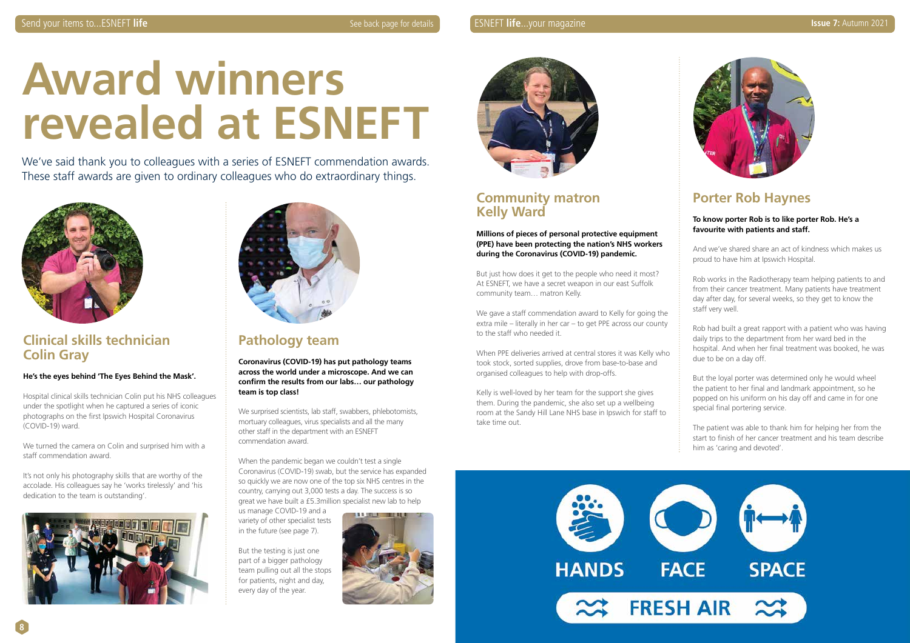# Award winners revealed at ESNEFT

We've said thank you to colleagues with a series of ESNEFT commendation awards. These staff awards are given to ordinary colleagues who do extraordinary things.

## Clinical skills technician Colin Gray

**He's the eyes behind 'The Eyes Behind the Mask'.**

Hospital clinical skills technician Colin put his NHS colleagues under the spotlight when he captured a series of iconic photographs on the first Ipswich Hospital Coronavirus (COVID-19) ward.

We turned the camera on Colin and surprised him with a staff commendation award.

It's not only his photography skills that are worthy of the accolade. His colleagues say he 'works tirelessly' and 'his dedication to the team is outstanding'.

## Pathology team

**Coronavirus (COVID-19) has put pathology teams across the world under a microscope. And we can confirm the results from our labs… our pathology team is top class!**

We surprised scientists, lab staff, swabbers, phlebotomists, mortuary colleagues, virus specialists and all the many other staff in the department with an ESNEFT commendation award.

When the pandemic began we couldn't test a single Coronavirus (COVID-19) swab, but the service has expanded so quickly we are now one of the top six NHS centres in the country, carrying out 3,000 tests a day. The success is so great we have built a £5.3million specialist new lab to help us manage COVID-19 and a variety of other specialist tests in the future (see page 7).

But the testing is just one part of a bigger pathology team pulling out all the stops for patients, night and day, every day of the year.

## Community matron Kelly Ward

**Millions of pieces of personal protective equipment (PPE) have been protecting the nation's NHS workers during the Coronavirus (COVID-19) pandemic.**

But just how does it get to the people who need it most? At ESNEFT, we have a secret weapon in our east Suffolk community team… matron Kelly.

We gave a staff commendation award to Kelly for going the extra mile – literally in her car – to get PPE across our county to the staff who needed it.

When PPE deliveries arrived at central stores it was Kelly who took stock, sorted supplies, drove from base-to-base and organised colleagues to help with drop-offs.

Kelly is well-loved by her team for the support she gives them. During the pandemic, she also set up a wellbeing room at the Sandy Hill Lane NHS base in Ipswich for staff to take time out.

## Porter Rob Haynes

**To know porter Rob is to like porter Rob. He's a favourite with patients and staff.**

And we've shared share an act of kindness which makes us proud to have him at Ipswich Hospital.

Rob works in the Radiotherapy team helping patients to and from their cancer treatment. Many patients have treatment day after day, for several weeks, so they get to know the staff very well.

Rob had built a great rapport with a patient who was having daily trips to the department from her ward bed in the hospital. And when her final treatment was booked, he was due to be on a day off.

But the loyal porter was determined only he would wheel the patient to her final and landmark appointment, so he popped on his uniform on his day off and came in for one special final portering service.

The patient was able to thank him for helping her from the start to finish of her cancer treatment and his team describe him as 'caring and devoted'.

HANDS FACE SPACE

FRESH AIR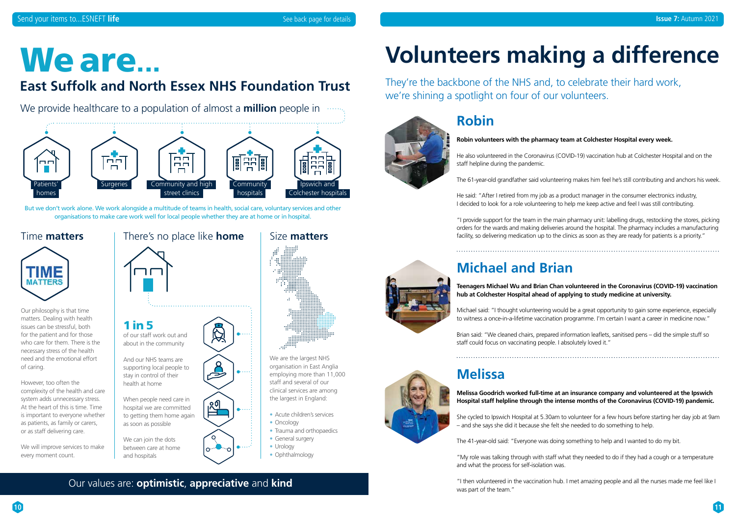# We are...

## East Suffolk and North Essex NHS Foundation Trust

We provide healthcare to a population of almost a **million** people in

- Patients' homes
- Surgeries
- Community and high street clinics
- Community hospitals
- Ipswich and Colchester hospitals

But we don't work alone. We work alongside a multitude of teams in health, social care, voluntary services and other organisations to make care work well for local people whether they are at home or in hospital.

### Time **matters**

TIME MATTERS

Our philosophy is that time matters. Dealing with health issues can be stressful, both for the patient and for those who care for them. There is the necessary stress of the health need and the emotional effort of caring.

However, too often the complexity of the health and care system adds unnecessary stress. At the heart of this is time. Time is important to everyone whether as patients, as family or carers, or as staff delivering care.

We will improve services to make every moment count.

### There's no place like **home**

**1 in 5** of our staff work out and about in the community

And our NHS teams are supporting local people to stay in control of their health at home

When people need care in hospital we are committed to getting them home again as soon as possible

We can join the dots between care at home and hospitals

### Size **matters**

We are the largest NHS organisation in East Anglia employing more than 11,000 staff and several of our clinical services are among the largest in England:

- Acute children's services
- Oncology
- Trauma and orthopaedics
- General surgery
- Urology
- Ophthalmology

Our values are: **optimistic**, **appreciative** and **kind**

# Volunteers making a difference

They're the backbone of the NHS and, to celebrate their hard work, we're shining a spotlight on four of our volunteers.

## Robin

**Robin volunteers with the pharmacy team at Colchester Hospital every week.**

He also volunteered in the Coronavirus (COVID-19) vaccination hub at Colchester Hospital and on the staff helpline during the pandemic.

The 61-year-old grandfather said volunteering makes him feel he's still contributing and anchors his week.

He said: "After I retired from my job as a product manager in the consumer electronics industry, I decided to look for a role volunteering to help me keep active and feel I was still contributing.

"I provide support for the team in the main pharmacy unit: labelling drugs, restocking the stores, picking orders for the wards and making deliveries around the hospital. The pharmacy includes a manufacturing facility, so delivering medication up to the clinics as soon as they are ready for patients is a priority."

## Michael and Brian

**Teenagers Michael Wu and Brian Chan volunteered in the Coronavirus (COVID-19) vaccination hub at Colchester Hospital ahead of applying to study medicine at university.**

Michael said: "I thought volunteering would be a great opportunity to gain some experience, especially to witness a once-in-a-lifetime vaccination programme. I'm certain I want a career in medicine now."

Brian said: "We cleaned chairs, prepared information leaflets, sanitised pens – did the simple stuff so staff could focus on vaccinating people. I absolutely loved it."

## Melissa

**Melissa Goodrich worked full-time at an insurance company and volunteered at the Ipswich Hospital staff helpline through the intense months of the Coronavirus (COVID-19) pandemic.**

She cycled to Ipswich Hospital at 5.30am to volunteer for a few hours before starting her day job at 9am – and she says she did it because she felt she needed to do something to help.

The 41-year-old said: "Everyone was doing something to help and I wanted to do my bit.

"My role was talking through with staff what they needed to do if they had a cough or a temperature and what the process for self-isolation was.

"I then volunteered in the vaccination hub. I met amazing people and all the nurses made me feel like I was part of the team."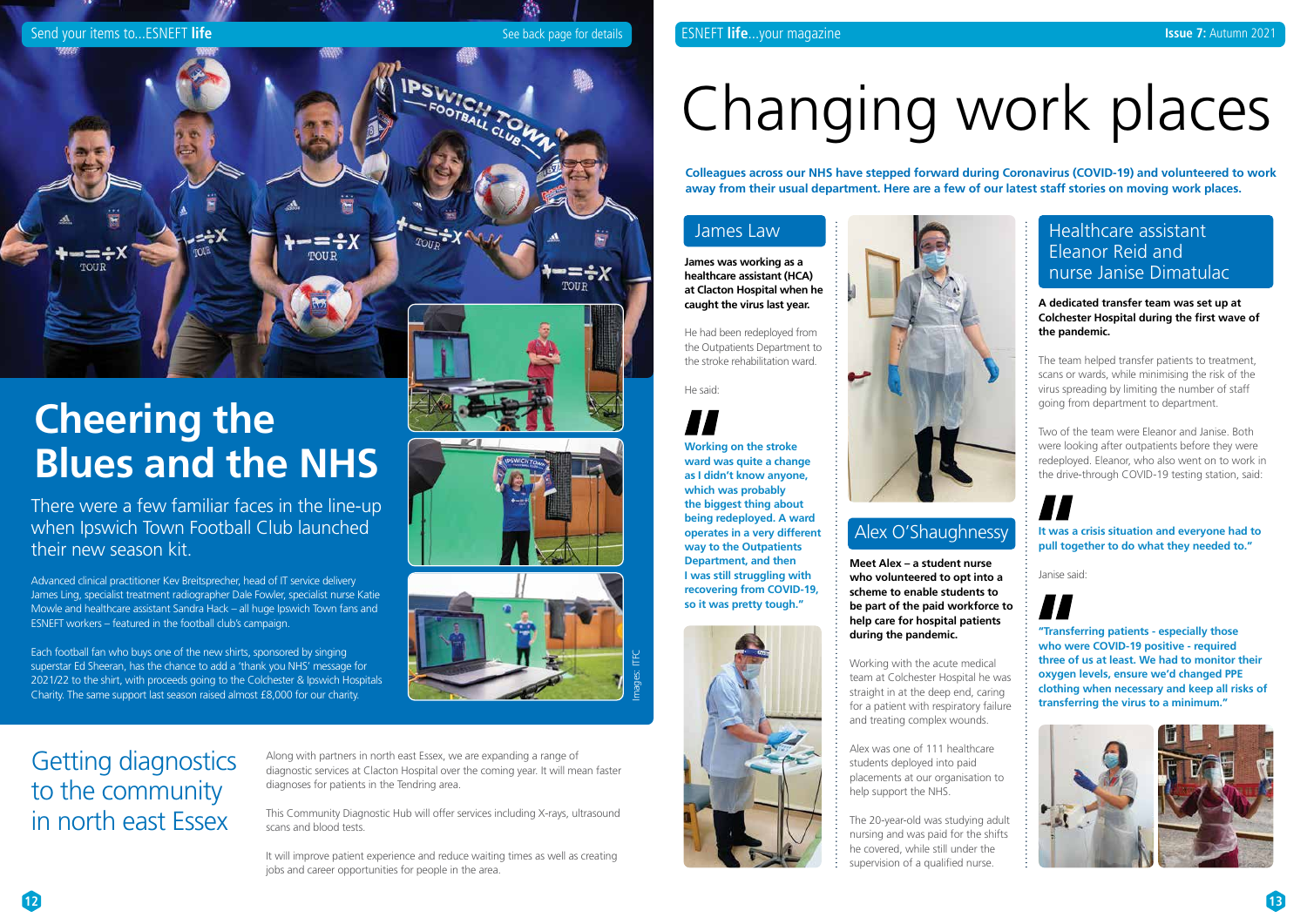# Cheering the Blues and the NHS

There were a few familiar faces in the line-up when Ipswich Town Football Club launched their new season kit.

Advanced clinical practitioner Kev Breitsprecher, head of IT service delivery James Ling, specialist treatment radiographer Dale Fowler, specialist nurse Katie Mowle and healthcare assistant Sandra Hack – all huge Ipswich Town fans and ESNEFT workers – featured in the football club's campaign.

Each football fan who buys one of the new shirts, sponsored by singing superstar Ed Sheeran, has the chance to add a 'thank you NHS' message for 2021/22 to the shirt, with proceeds going to the Colchester & Ipswich Hospitals Charity. The same support last season raised almost £8,000 for our charity.

Images: ITFC

## Getting diagnostics to the community in north east Essex

Along with partners in north east Essex, we are expanding a range of diagnostic services at Clacton Hospital over the coming year. It will mean faster diagnoses for patients in the Tendring area.

This Community Diagnostic Hub will offer services including X-rays, ultrasound scans and blood tests.

It will improve patient experience and reduce waiting times as well as creating jobs and career opportunities for people in the area.

# Changing work places

**Colleagues across our NHS have stepped forward during Coronavirus (COVID-19) and volunteered to work away from their usual department. Here are a few of our latest staff stories on moving work places.**

## James Law

**James was working as a healthcare assistant (HCA) at Clacton Hospital when he caught the virus last year.**

He had been redeployed from the Outpatients Department to the stroke rehabilitation ward.

He said:

**"Working on the stroke ward was quite a change as I didn't know anyone, which was probably the biggest thing about being redeployed. A ward operates in a very different way to the Outpatients Department, and then I was still struggling with recovering from COVID-19, so it was pretty tough."**

## Alex O'Shaughnessy

**Meet Alex – a student nurse who volunteered to opt into a scheme to enable students to be part of the paid workforce to help care for hospital patients during the pandemic.**

Working with the acute medical team at Colchester Hospital he was straight in at the deep end, caring for a patient with respiratory failure and treating complex wounds.

Alex was one of 111 healthcare students deployed into paid placements at our organisation to help support the NHS.

The 20-year-old was studying adult nursing and was paid for the shifts he covered, while still under the supervision of a qualified nurse.

## Healthcare assistant Eleanor Reid and nurse Janise Dimatulac

**A dedicated transfer team was set up at Colchester Hospital during the first wave of the pandemic.**

The team helped transfer patients to treatment, scans or wards, while minimising the risk of the virus spreading by limiting the number of staff going from department to department.

Two of the team were Eleanor and Janise. Both were looking after outpatients before they were redeployed. Eleanor, who also went on to work in the drive-through COVID-19 testing station, said:

**"It was a crisis situation and everyone had to pull together to do what they needed to."**

Janise said:

**"Transferring patients - especially those who were COVID-19 positive - required three of us at least. We had to monitor their oxygen levels, ensure we'd changed PPE clothing when necessary and keep all risks of transferring the virus to a minimum."**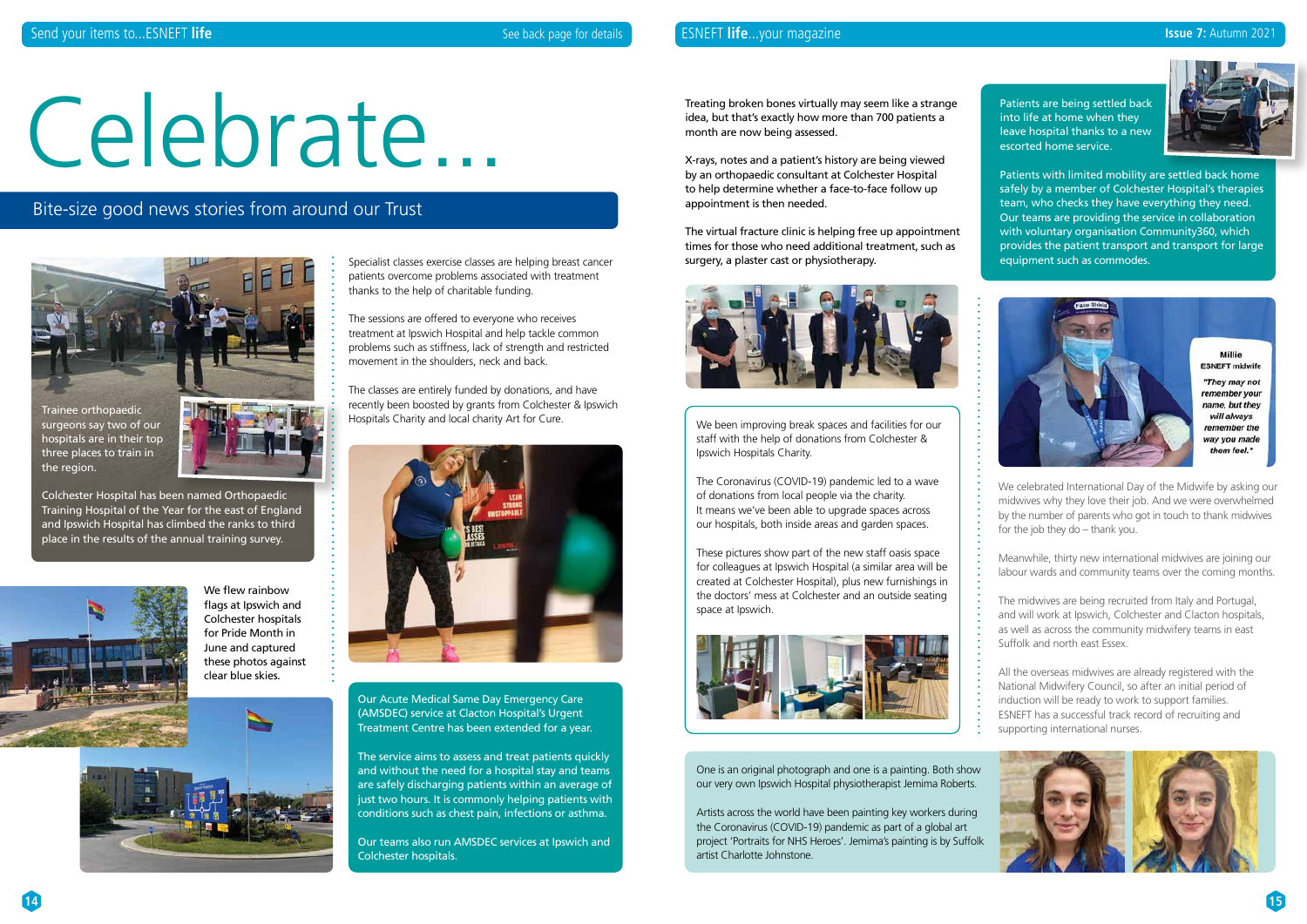# Celebrate...

## Bite-size good news stories from around our Trust

Trainee orthopaedic surgeons say two of our hospitals are in their top three places to train in the region.

Colchester Hospital has been named Orthopaedic Training Hospital of the Year for the east of England and Ipswich Hospital has climbed the ranks to third place in the results of the annual training survey.

We flew rainbow flags at Ipswich and Colchester hospitals for Pride Month in June and captured these photos against clear blue skies.

Specialist classes exercise classes are helping breast cancer patients overcome problems associated with treatment thanks to the help of charitable funding.

The sessions are offered to everyone who receives treatment at Ipswich Hospital and help tackle common problems such as stiffness, lack of strength and restricted movement in the shoulders, neck and back.

The classes are entirely funded by donations, and have recently been boosted by grants from Colchester & Ipswich Hospitals Charity and local charity Art for Cure.

Our Acute Medical Same Day Emergency Care (AMSDEC) service at Clacton Hospital's Urgent Treatment Centre has been extended for a year.

The service aims to assess and treat patients quickly and without the need for a hospital stay and teams are safely discharging patients within an average of just two hours. It is commonly helping patients with conditions such as chest pain, infections or asthma.

Our teams also run AMSDEC services at Ipswich and Colchester hospitals.

Treating broken bones virtually may seem like a strange idea, but that's exactly how more than 700 patients a month are now being assessed.

X-rays, notes and a patient's history are being viewed by an orthopaedic consultant at Colchester Hospital to help determine whether a face-to-face follow up appointment is then needed.

The virtual fracture clinic is helping free up appointment times for those who need additional treatment, such as surgery, a plaster cast or physiotherapy.

We been improving break spaces and facilities for our staff with the help of donations from Colchester & Ipswich Hospitals Charity.

The Coronavirus (COVID-19) pandemic led to a wave of donations from local people via the charity. It means we've been able to upgrade spaces across our hospitals, both inside areas and garden spaces.

These pictures show part of the new staff oasis space for colleagues at Ipswich Hospital (a similar area will be created at Colchester Hospital), plus new furnishings in the doctors' mess at Colchester and an outside seating space at Ipswich.

One is an original photograph and one is a painting. Both show our very own Ipswich Hospital physiotherapist Jemima Roberts.

Artists across the world have been painting key workers during the Coronavirus (COVID-19) pandemic as part of a global art project 'Portraits for NHS Heroes'. Jemima's painting is by Suffolk artist Charlotte Johnstone.

Patients are being settled back into life at home when they leave hospital thanks to a new escorted home service.

Patients with limited mobility are settled back home safely by a member of Colchester Hospital's therapies team, who checks they have everything they need. Our teams are providing the service in collaboration with voluntary organisation Community360, which provides the patient transport and transport for large equipment such as commodes.

Millie
ESNEFT midwife
*"They may not remember your name, but they will always remember the way you made them feel."*

We celebrated International Day of the Midwife by asking our midwives why they love their job. And we were overwhelmed by the number of parents who got in touch to thank midwives for the job they do – thank you.

Meanwhile, thirty new international midwives are joining our labour wards and community teams over the coming months.

The midwives are being recruited from Italy and Portugal, and will work at Ipswich, Colchester and Clacton hospitals, as well as across the community midwifery teams in east Suffolk and north east Essex.

All the overseas midwives are already registered with the National Midwifery Council, so after an initial period of induction will be ready to work to support families. ESNEFT has a successful track record of recruiting and supporting international nurses.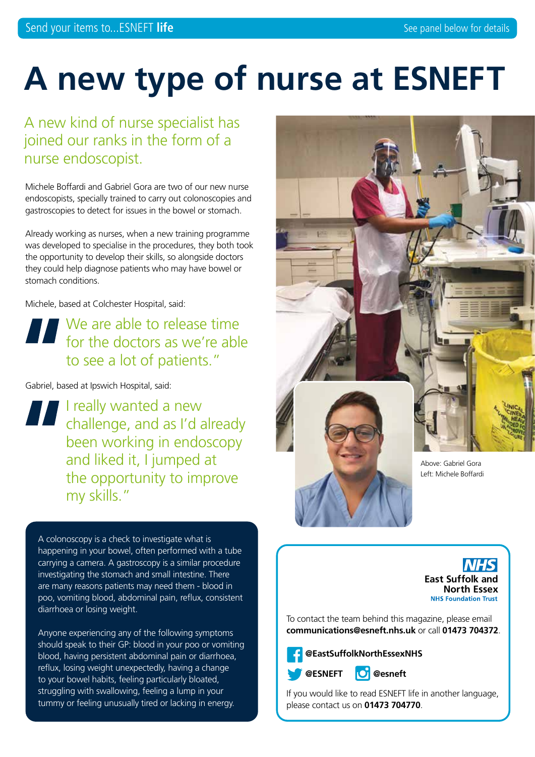Send your items to...ESNEFT **life** — See panel below for details

# A new type of nurse at ESNEFT

## A new kind of nurse specialist has joined our ranks in the form of a nurse endoscopist.

Michele Boffardi and Gabriel Gora are two of our new nurse endoscopists, specially trained to carry out colonoscopies and gastroscopies to detect for issues in the bowel or stomach.

Already working as nurses, when a new training programme was developed to specialise in the procedures, they both took the opportunity to develop their skills, so alongside doctors they could help diagnose patients who may have bowel or stomach conditions.

Michele, based at Colchester Hospital, said:

> We are able to release time for the doctors as we're able to see a lot of patients."

Gabriel, based at Ipswich Hospital, said:

> I really wanted a new challenge, and as I'd already been working in endoscopy and liked it, I jumped at the opportunity to improve my skills."

Above: Gabriel Gora
Left: Michele Boffardi

A colonoscopy is a check to investigate what is happening in your bowel, often performed with a tube carrying a camera. A gastroscopy is a similar procedure investigating the stomach and small intestine. There are many reasons patients may need them - blood in poo, vomiting blood, abdominal pain, reflux, consistent diarrhoea or losing weight.

Anyone experiencing any of the following symptoms should speak to their GP: blood in your poo or vomiting blood, having persistent abdominal pain or diarrhoea, reflux, losing weight unexpectedly, having a change to your bowel habits, feeling particularly bloated, struggling with swallowing, feeling a lump in your tummy or feeling unusually tired or lacking in energy.

**NHS**
**East Suffolk and North Essex**
**NHS Foundation Trust**

To contact the team behind this magazine, please email **communications@esneft.nhs.uk** or call **01473 704372**.

**@EastSuffolkNorthEssexNHS**

**@ESNEFT** **@esneft**

If you would like to read ESNEFT life in another language, please contact us on **01473 704770**.